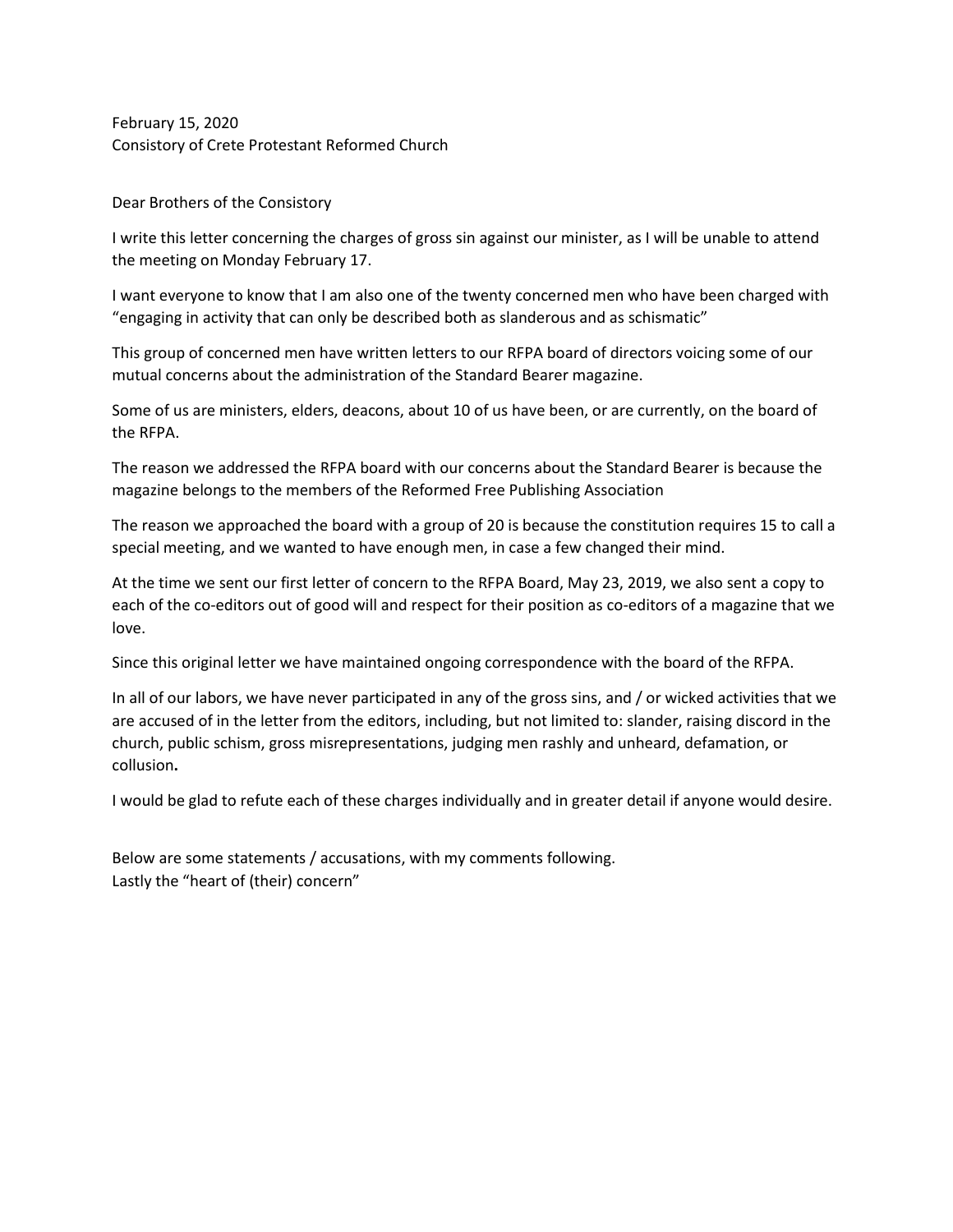February 15, 2020
Consistory of Crete Protestant Reformed Church

Dear Brothers of the Consistory

I write this letter concerning the charges of gross sin against our minister, as I will be unable to attend the meeting on Monday February 17.

I want everyone to know that I am also one of the twenty concerned men who have been charged with "engaging in activity that can only be described both as slanderous and as schismatic"

This group of concerned men have written letters to our RFPA board of directors voicing some of our mutual concerns about the administration of the Standard Bearer magazine.

Some of us are ministers, elders, deacons, about 10 of us have been, or are currently, on the board of the RFPA.

The reason we addressed the RFPA board with our concerns about the Standard Bearer is because the magazine belongs to the members of the Reformed Free Publishing Association

The reason we approached the board with a group of 20 is because the constitution requires 15 to call a special meeting, and we wanted to have enough men, in case a few changed their mind.

At the time we sent our first letter of concern to the RFPA Board, May 23, 2019, we also sent a copy to each of the co-editors out of good will and respect for their position as co-editors of a magazine that we love.

Since this original letter we have maintained ongoing correspondence with the board of the RFPA.

In all of our labors, we have never participated in any of the gross sins, and / or wicked activities that we are accused of in the letter from the editors, including, but not limited to: slander, raising discord in the church, public schism, gross misrepresentations, judging men rashly and unheard, defamation, or collusion**.**

I would be glad to refute each of these charges individually and in greater detail if anyone would desire.

Below are some statements / accusations, with my comments following.
Lastly the "heart of (their) concern"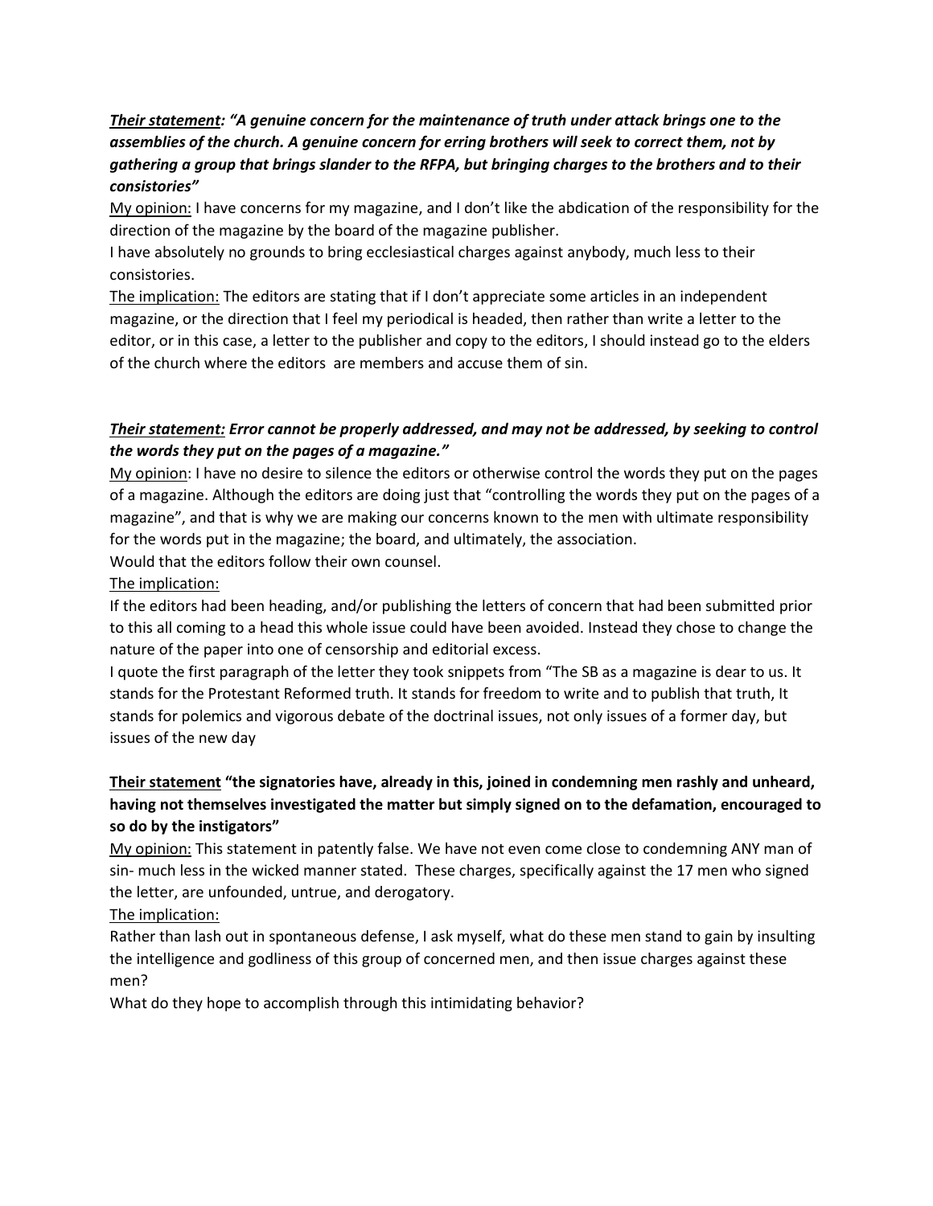***<u>Their statement</u>: "A genuine concern for the maintenance of truth under attack brings one to the assemblies of the church. A genuine concern for erring brothers will seek to correct them, not by gathering a group that brings slander to the RFPA, but bringing charges to the brothers and to their consistories"***

<u>My opinion:</u> I have concerns for my magazine, and I don't like the abdication of the responsibility for the direction of the magazine by the board of the magazine publisher.

I have absolutely no grounds to bring ecclesiastical charges against anybody, much less to their consistories.

<u>The implication:</u> The editors are stating that if I don't appreciate some articles in an independent magazine, or the direction that I feel my periodical is headed, then rather than write a letter to the editor, or in this case, a letter to the publisher and copy to the editors, I should instead go to the elders of the church where the editors are members and accuse them of sin.

***<u>Their statement:</u> Error cannot be properly addressed, and may not be addressed, by seeking to control the words they put on the pages of a magazine."***

<u>My opinion</u>: I have no desire to silence the editors or otherwise control the words they put on the pages of a magazine. Although the editors are doing just that "controlling the words they put on the pages of a magazine", and that is why we are making our concerns known to the men with ultimate responsibility for the words put in the magazine; the board, and ultimately, the association.

Would that the editors follow their own counsel.

<u>The implication:</u>

If the editors had been heading, and/or publishing the letters of concern that had been submitted prior to this all coming to a head this whole issue could have been avoided. Instead they chose to change the nature of the paper into one of censorship and editorial excess.

I quote the first paragraph of the letter they took snippets from "The SB as a magazine is dear to us. It stands for the Protestant Reformed truth. It stands for freedom to write and to publish that truth, It stands for polemics and vigorous debate of the doctrinal issues, not only issues of a former day, but issues of the new day

**<u>Their statement</u> "the signatories have, already in this, joined in condemning men rashly and unheard, having not themselves investigated the matter but simply signed on to the defamation, encouraged to so do by the instigators"**

<u>My opinion:</u> This statement in patently false. We have not even come close to condemning ANY man of sin- much less in the wicked manner stated. These charges, specifically against the 17 men who signed the letter, are unfounded, untrue, and derogatory.

<u>The implication:</u>

Rather than lash out in spontaneous defense, I ask myself, what do these men stand to gain by insulting the intelligence and godliness of this group of concerned men, and then issue charges against these men?

What do they hope to accomplish through this intimidating behavior?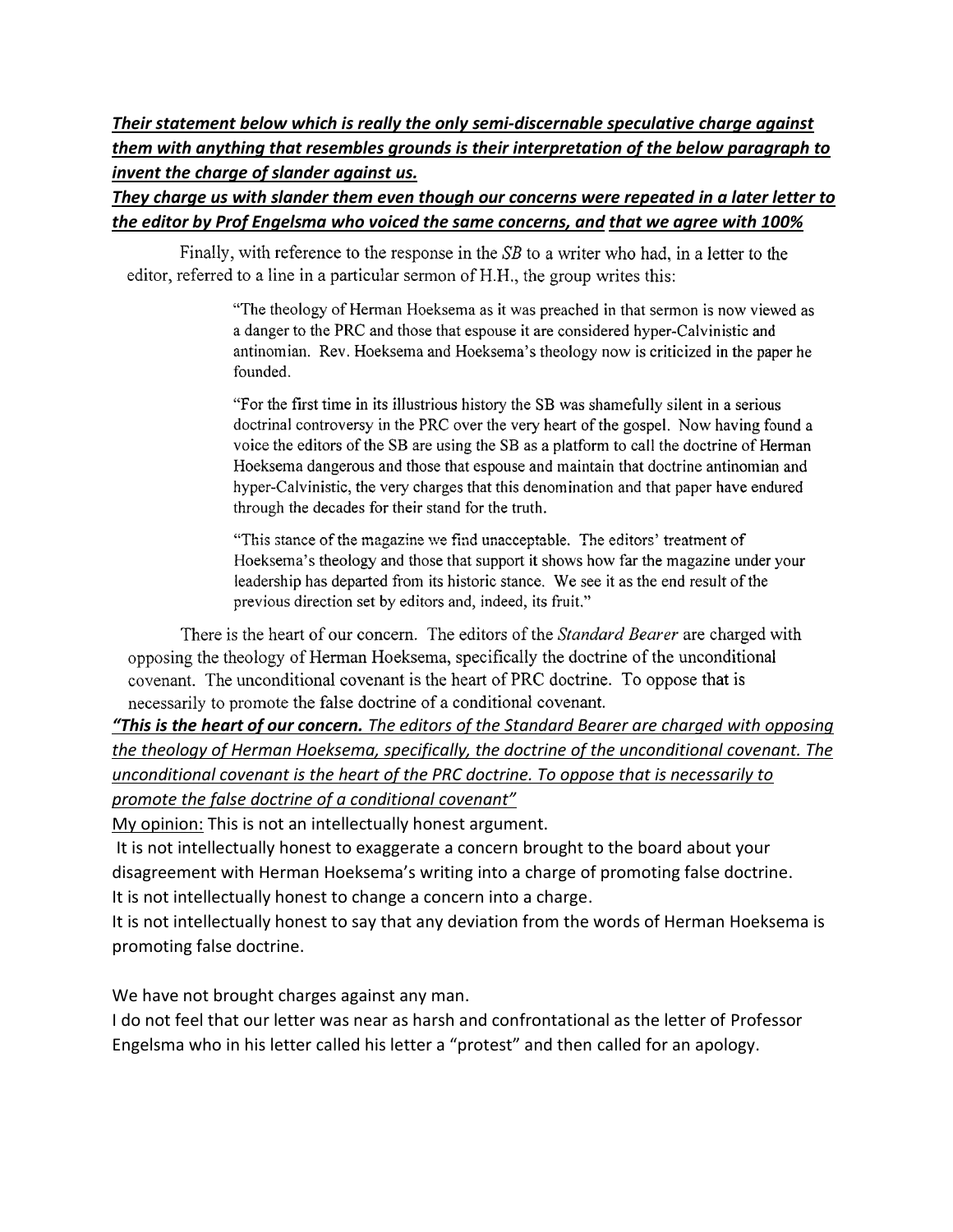***<u>Their statement below which is really the only semi-discernable speculative charge against them with anything that resembles grounds is their interpretation of the below paragraph to invent the charge of slander against us.</u>***

***<u>They charge us with slander them even though our concerns were repeated in a later letter to the editor by Prof Engelsma who voiced the same concerns, and</u> <u>that we agree with 100%</u>***

Finally, with reference to the response in the *SB* to a writer who had, in a letter to the editor, referred to a line in a particular sermon of H.H., the group writes this:

> "The theology of Herman Hoeksema as it was preached in that sermon is now viewed as a danger to the PRC and those that espouse it are considered hyper-Calvinistic and antinomian. Rev. Hoeksema and Hoeksema's theology now is criticized in the paper he founded.
>
> "For the first time in its illustrious history the SB was shamefully silent in a serious doctrinal controversy in the PRC over the very heart of the gospel. Now having found a voice the editors of the SB are using the SB as a platform to call the doctrine of Herman Hoeksema dangerous and those that espouse and maintain that doctrine antinomian and hyper-Calvinistic, the very charges that this denomination and that paper have endured through the decades for their stand for the truth.
>
> "This stance of the magazine we find unacceptable. The editors' treatment of Hoeksema's theology and those that support it shows how far the magazine under your leadership has departed from its historic stance. We see it as the end result of the previous direction set by editors and, indeed, its fruit."

There is the heart of our concern. The editors of the *Standard Bearer* are charged with opposing the theology of Herman Hoeksema, specifically the doctrine of the unconditional covenant. The unconditional covenant is the heart of PRC doctrine. To oppose that is necessarily to promote the false doctrine of a conditional covenant.

***<u>"This is the heart of our concern.</u>*** *<u>The editors of the Standard Bearer are charged with opposing the theology of Herman Hoeksema, specifically, the doctrine of the unconditional covenant. The unconditional covenant is the heart of the PRC doctrine. To oppose that is necessarily to promote the false doctrine of a conditional covenant"</u>*

<u>My opinion:</u> This is not an intellectually honest argument.

It is not intellectually honest to exaggerate a concern brought to the board about your disagreement with Herman Hoeksema's writing into a charge of promoting false doctrine.

It is not intellectually honest to change a concern into a charge.

It is not intellectually honest to say that any deviation from the words of Herman Hoeksema is promoting false doctrine.

We have not brought charges against any man.

I do not feel that our letter was near as harsh and confrontational as the letter of Professor Engelsma who in his letter called his letter a "protest" and then called for an apology.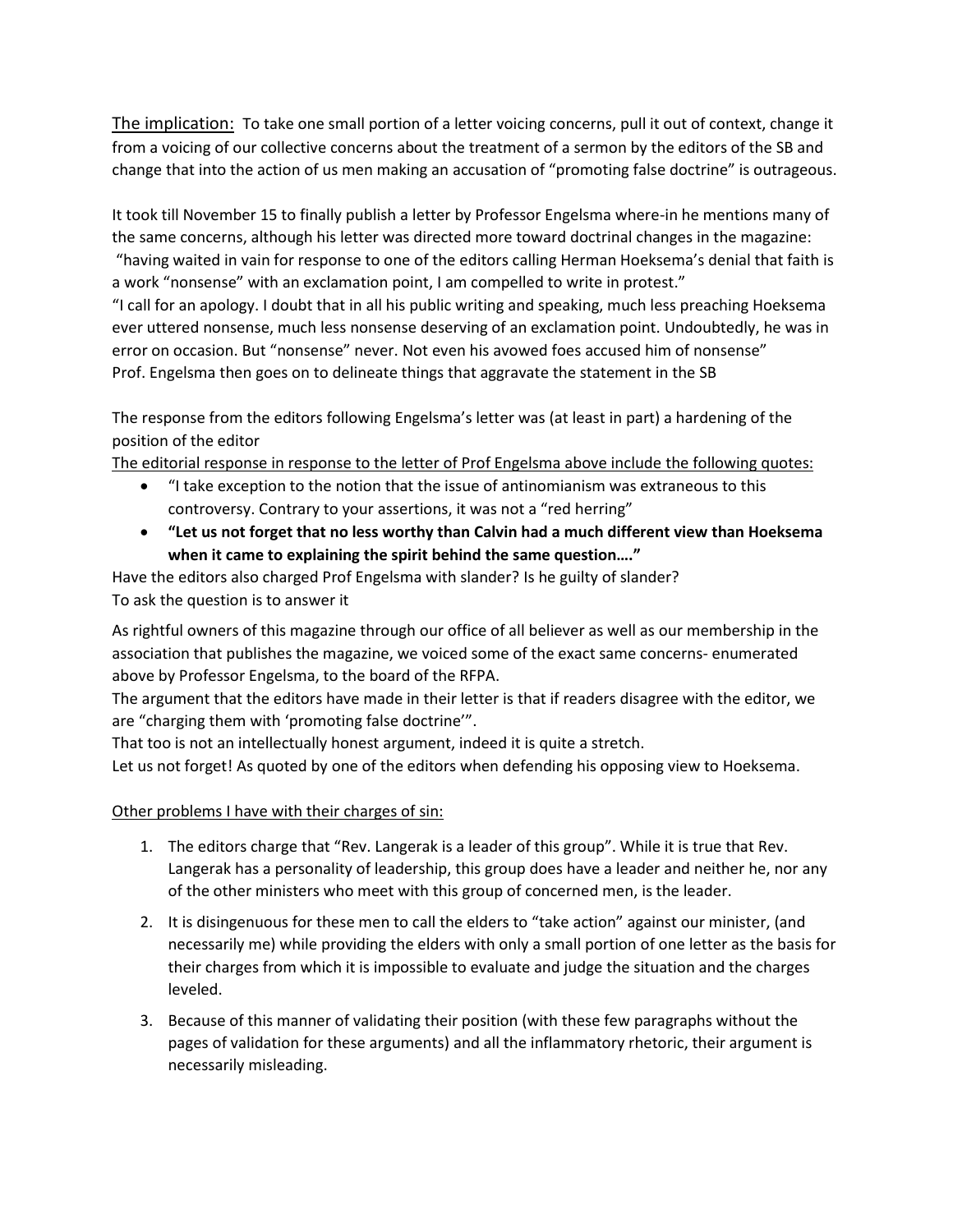<u>The implication:</u> To take one small portion of a letter voicing concerns, pull it out of context, change it from a voicing of our collective concerns about the treatment of a sermon by the editors of the SB and change that into the action of us men making an accusation of "promoting false doctrine" is outrageous.

It took till November 15 to finally publish a letter by Professor Engelsma where-in he mentions many of the same concerns, although his letter was directed more toward doctrinal changes in the magazine:
"having waited in vain for response to one of the editors calling Herman Hoeksema's denial that faith is a work "nonsense" with an exclamation point, I am compelled to write in protest."
"I call for an apology. I doubt that in all his public writing and speaking, much less preaching Hoeksema ever uttered nonsense, much less nonsense deserving of an exclamation point. Undoubtedly, he was in error on occasion. But "nonsense" never. Not even his avowed foes accused him of nonsense"
Prof. Engelsma then goes on to delineate things that aggravate the statement in the SB

The response from the editors following Engelsma's letter was (at least in part) a hardening of the position of the editor
<u>The editorial response in response to the letter of Prof Engelsma above include the following quotes:</u>

- "I take exception to the notion that the issue of antinomianism was extraneous to this controversy. Contrary to your assertions, it was not a "red herring"
- **"Let us not forget that no less worthy than Calvin had a much different view than Hoeksema when it came to explaining the spirit behind the same question…."**

Have the editors also charged Prof Engelsma with slander? Is he guilty of slander?
To ask the question is to answer it

As rightful owners of this magazine through our office of all believer as well as our membership in the association that publishes the magazine, we voiced some of the exact same concerns- enumerated above by Professor Engelsma, to the board of the RFPA.
The argument that the editors have made in their letter is that if readers disagree with the editor, we are "charging them with 'promoting false doctrine'".
That too is not an intellectually honest argument, indeed it is quite a stretch.
Let us not forget! As quoted by one of the editors when defending his opposing view to Hoeksema.

<u>Other problems I have with their charges of sin:</u>

1. The editors charge that "Rev. Langerak is a leader of this group". While it is true that Rev. Langerak has a personality of leadership, this group does have a leader and neither he, nor any of the other ministers who meet with this group of concerned men, is the leader.
2. It is disingenuous for these men to call the elders to "take action" against our minister, (and necessarily me) while providing the elders with only a small portion of one letter as the basis for their charges from which it is impossible to evaluate and judge the situation and the charges leveled.
3. Because of this manner of validating their position (with these few paragraphs without the pages of validation for these arguments) and all the inflammatory rhetoric, their argument is necessarily misleading.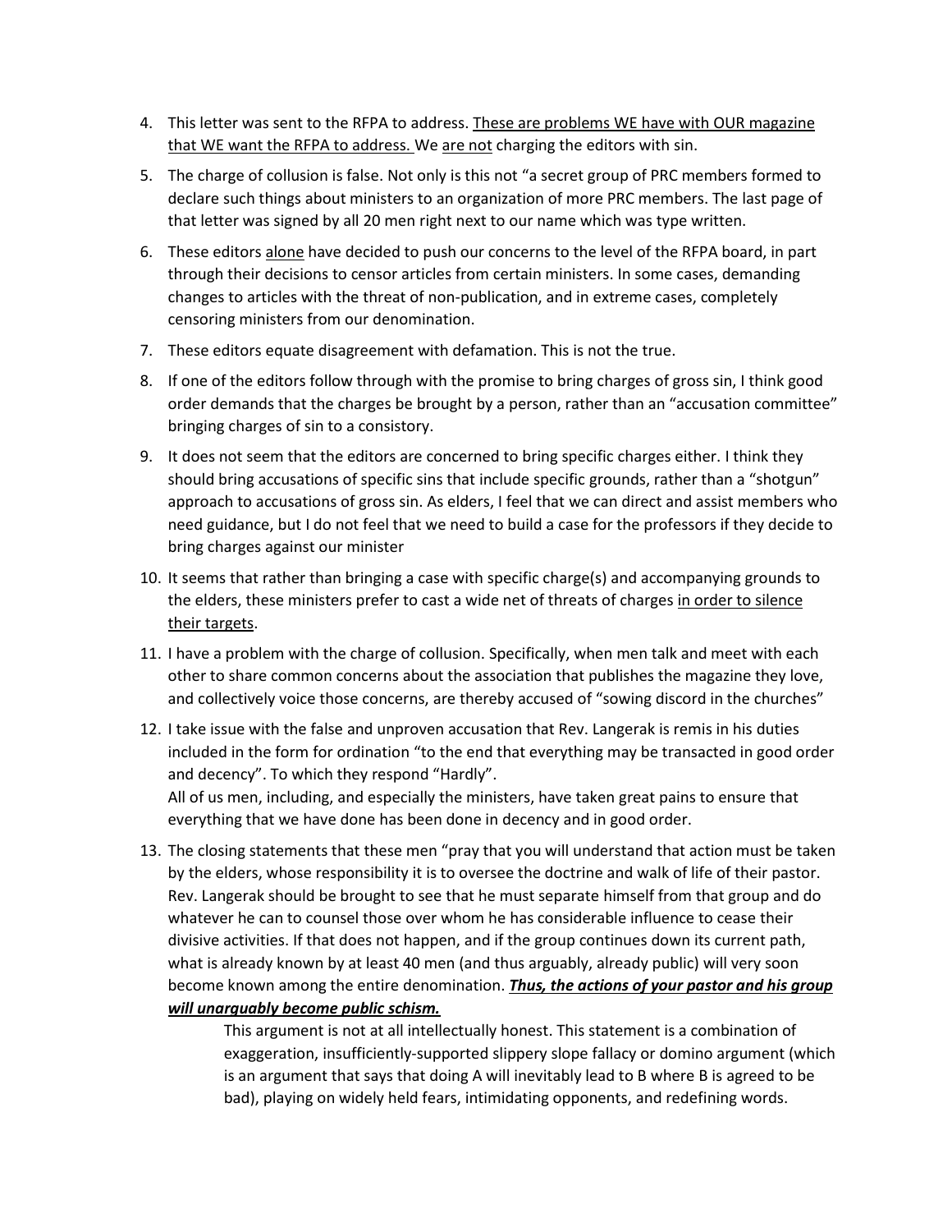4. This letter was sent to the RFPA to address. <u>These are problems WE have with OUR magazine that WE want the RFPA to address.</u> We <u>are not</u> charging the editors with sin.

5. The charge of collusion is false. Not only is this not "a secret group of PRC members formed to declare such things about ministers to an organization of more PRC members. The last page of that letter was signed by all 20 men right next to our name which was type written.

6. These editors <u>alone</u> have decided to push our concerns to the level of the RFPA board, in part through their decisions to censor articles from certain ministers. In some cases, demanding changes to articles with the threat of non-publication, and in extreme cases, completely censoring ministers from our denomination.

7. These editors equate disagreement with defamation. This is not the true.

8. If one of the editors follow through with the promise to bring charges of gross sin, I think good order demands that the charges be brought by a person, rather than an "accusation committee" bringing charges of sin to a consistory.

9. It does not seem that the editors are concerned to bring specific charges either. I think they should bring accusations of specific sins that include specific grounds, rather than a "shotgun" approach to accusations of gross sin. As elders, I feel that we can direct and assist members who need guidance, but I do not feel that we need to build a case for the professors if they decide to bring charges against our minister

10. It seems that rather than bringing a case with specific charge(s) and accompanying grounds to the elders, these ministers prefer to cast a wide net of threats of charges <u>in order to silence their targets</u>.

11. I have a problem with the charge of collusion. Specifically, when men talk and meet with each other to share common concerns about the association that publishes the magazine they love, and collectively voice those concerns, are thereby accused of "sowing discord in the churches"

12. I take issue with the false and unproven accusation that Rev. Langerak is remis in his duties included in the form for ordination "to the end that everything may be transacted in good order and decency". To which they respond "Hardly".
    All of us men, including, and especially the ministers, have taken great pains to ensure that everything that we have done has been done in decency and in good order.

13. The closing statements that these men "pray that you will understand that action must be taken by the elders, whose responsibility it is to oversee the doctrine and walk of life of their pastor. Rev. Langerak should be brought to see that he must separate himself from that group and do whatever he can to counsel those over whom he has considerable influence to cease their divisive activities. If that does not happen, and if the group continues down its current path, what is already known by at least 40 men (and thus arguably, already public) will very soon become known among the entire denomination. <u>***Thus, the actions of your pastor and his group will unarguably become public schism.***</u>

    This argument is not at all intellectually honest. This statement is a combination of exaggeration, insufficiently-supported slippery slope fallacy or domino argument (which is an argument that says that doing A will inevitably lead to B where B is agreed to be bad), playing on widely held fears, intimidating opponents, and redefining words.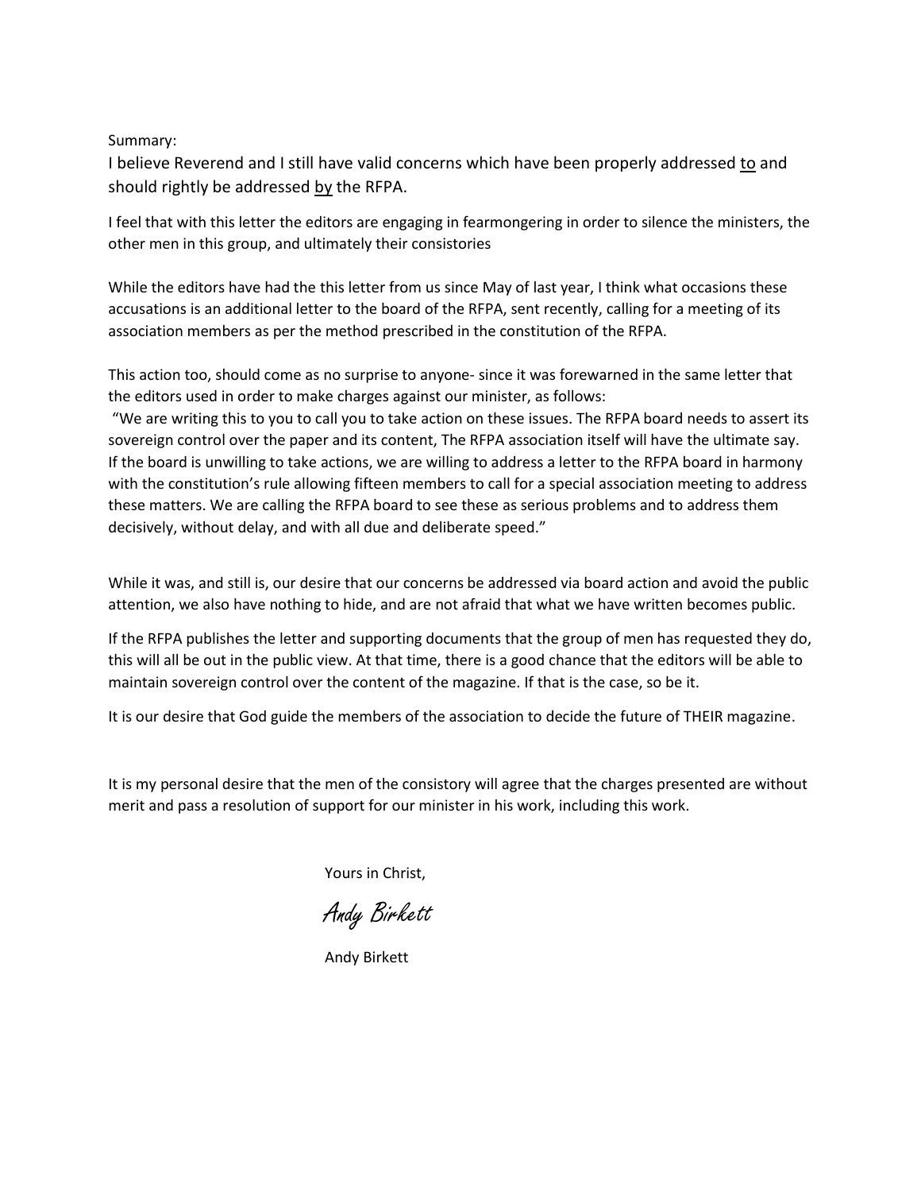Summary:

I believe Reverend and I still have valid concerns which have been properly addressed <u>to</u> and should rightly be addressed <u>by</u> the RFPA.

I feel that with this letter the editors are engaging in fearmongering in order to silence the ministers, the other men in this group, and ultimately their consistories

While the editors have had the this letter from us since May of last year, I think what occasions these accusations is an additional letter to the board of the RFPA, sent recently, calling for a meeting of its association members as per the method prescribed in the constitution of the RFPA.

This action too, should come as no surprise to anyone- since it was forewarned in the same letter that the editors used in order to make charges against our minister, as follows:

"We are writing this to you to call you to take action on these issues. The RFPA board needs to assert its sovereign control over the paper and its content, The RFPA association itself will have the ultimate say. If the board is unwilling to take actions, we are willing to address a letter to the RFPA board in harmony with the constitution's rule allowing fifteen members to call for a special association meeting to address these matters. We are calling the RFPA board to see these as serious problems and to address them decisively, without delay, and with all due and deliberate speed."

While it was, and still is, our desire that our concerns be addressed via board action and avoid the public attention, we also have nothing to hide, and are not afraid that what we have written becomes public.

If the RFPA publishes the letter and supporting documents that the group of men has requested they do, this will all be out in the public view. At that time, there is a good chance that the editors will be able to maintain sovereign control over the content of the magazine. If that is the case, so be it.

It is our desire that God guide the members of the association to decide the future of THEIR magazine.

It is my personal desire that the men of the consistory will agree that the charges presented are without merit and pass a resolution of support for our minister in his work, including this work.

Yours in Christ,

*Andy Birkett*

Andy Birkett